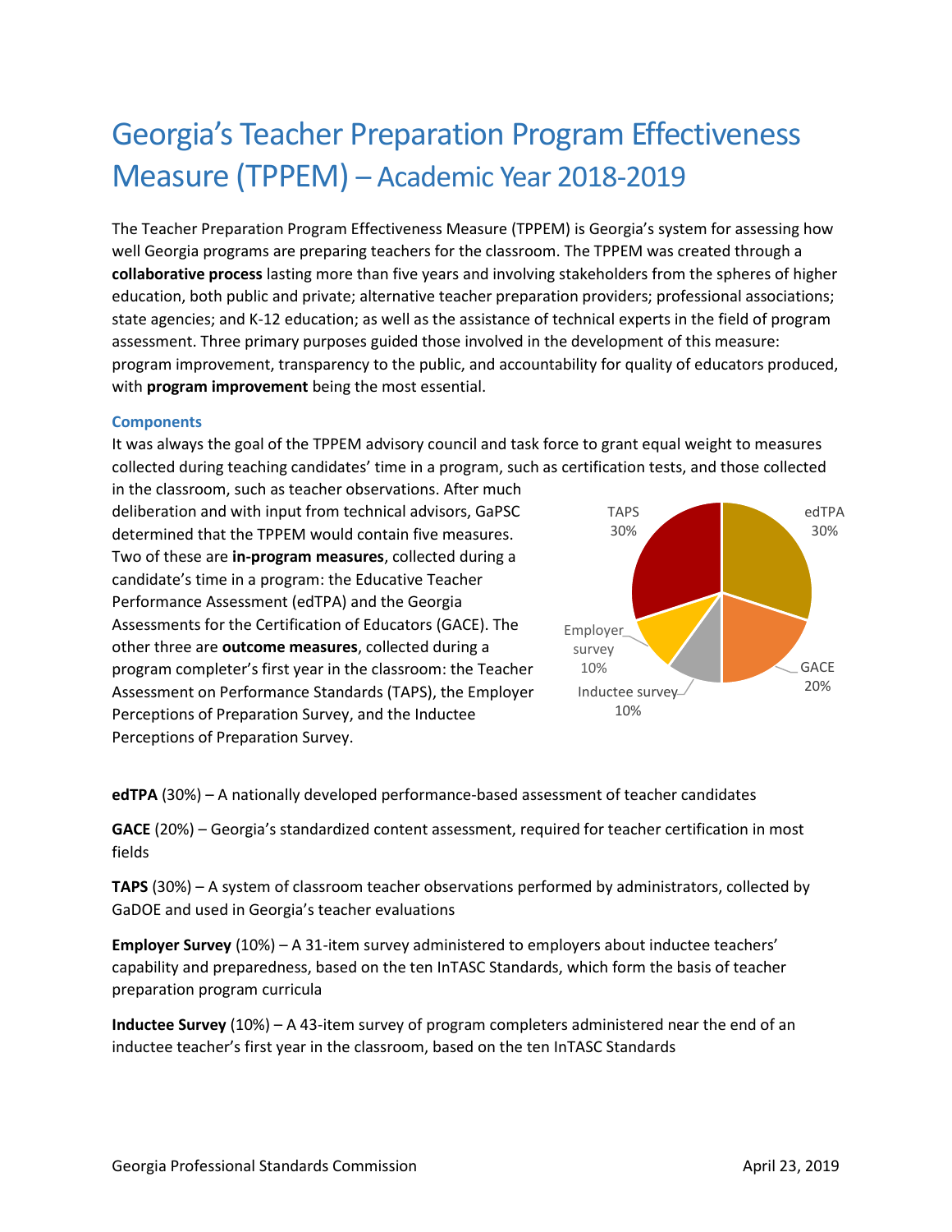# Georgia's Teacher Preparation Program Effectiveness Measure (TPPEM) – Academic Year 2018-2019

The Teacher Preparation Program Effectiveness Measure (TPPEM) is Georgia's system for assessing how well Georgia programs are preparing teachers for the classroom. The TPPEM was created through a **collaborative process** lasting more than five years and involving stakeholders from the spheres of higher education, both public and private; alternative teacher preparation providers; professional associations; state agencies; and K-12 education; as well as the assistance of technical experts in the field of program assessment. Three primary purposes guided those involved in the development of this measure: program improvement, transparency to the public, and accountability for quality of educators produced, with **program improvement** being the most essential.

### Components

It was always the goal of the TPPEM advisory council and task force to grant equal weight to measures collected during teaching candidates' time in a program, such as certification tests, and those collected in the classroom, such as teacher observations. After much deliberation and with input from technical advisors, GaPSC determined that the TPPEM would contain five measures. Two of these are **in-program measures**, collected during a candidate's time in a program: the Educative Teacher Performance Assessment (edTPA) and the Georgia Assessments for the Certification of Educators (GACE). The other three are **outcome measures**, collected during a program completer's first year in the classroom: the Teacher Assessment on Performance Standards (TAPS), the Employer Perceptions of Preparation Survey, and the Inductee Perceptions of Preparation Survey.

TAPS 30%, edTPA 30%, GACE 20%, Inductee survey 10%, Employer survey 10%

**edTPA** (30%) – A nationally developed performance-based assessment of teacher candidates

**GACE** (20%) – Georgia's standardized content assessment, required for teacher certification in most fields

**TAPS** (30%) – A system of classroom teacher observations performed by administrators, collected by GaDOE and used in Georgia's teacher evaluations

**Employer Survey** (10%) – A 31-item survey administered to employers about inductee teachers' capability and preparedness, based on the ten InTASC Standards, which form the basis of teacher preparation program curricula

**Inductee Survey** (10%) – A 43-item survey of program completers administered near the end of an inductee teacher's first year in the classroom, based on the ten InTASC Standards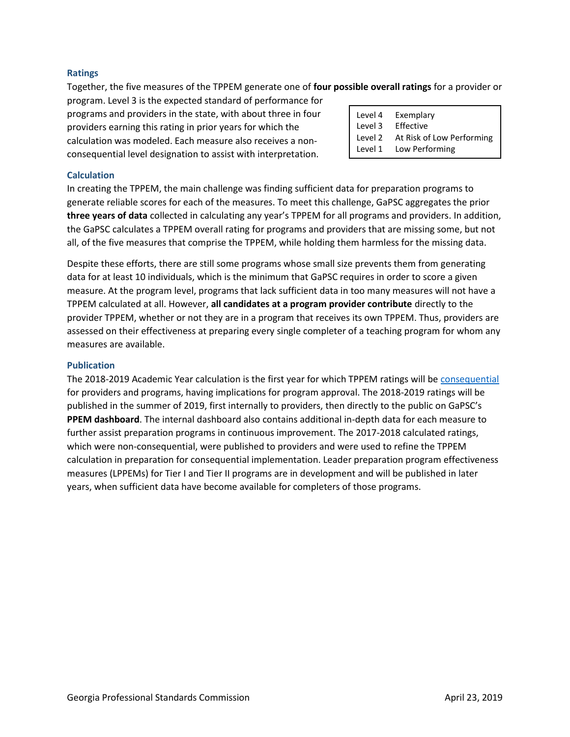### Ratings

Together, the five measures of the TPPEM generate one of **four possible overall ratings** for a provider or program. Level 3 is the expected standard of performance for programs and providers in the state, with about three in four providers earning this rating in prior years for which the calculation was modeled. Each measure also receives a non-consequential level designation to assist with interpretation.

| | |
|---|---|
| Level 4 | Exemplary |
| Level 3 | Effective |
| Level 2 | At Risk of Low Performing |
| Level 1 | Low Performing |

### Calculation

In creating the TPPEM, the main challenge was finding sufficient data for preparation programs to generate reliable scores for each of the measures. To meet this challenge, GaPSC aggregates the prior **three years of data** collected in calculating any year's TPPEM for all programs and providers. In addition, the GaPSC calculates a TPPEM overall rating for programs and providers that are missing some, but not all, of the five measures that comprise the TPPEM, while holding them harmless for the missing data.

Despite these efforts, there are still some programs whose small size prevents them from generating data for at least 10 individuals, which is the minimum that GaPSC requires in order to score a given measure. At the program level, programs that lack sufficient data in too many measures will not have a TPPEM calculated at all. However, **all candidates at a program provider contribute** directly to the provider TPPEM, whether or not they are in a program that receives its own TPPEM. Thus, providers are assessed on their effectiveness at preparing every single completer of a teaching program for whom any measures are available.

### Publication

The 2018-2019 Academic Year calculation is the first year for which TPPEM ratings will be consequential for providers and programs, having implications for program approval. The 2018-2019 ratings will be published in the summer of 2019, first internally to providers, then directly to the public on GaPSC's **PPEM dashboard**. The internal dashboard also contains additional in-depth data for each measure to further assist preparation programs in continuous improvement. The 2017-2018 calculated ratings, which were non-consequential, were published to providers and were used to refine the TPPEM calculation in preparation for consequential implementation. Leader preparation program effectiveness measures (LPPEMs) for Tier I and Tier II programs are in development and will be published in later years, when sufficient data have become available for completers of those programs.